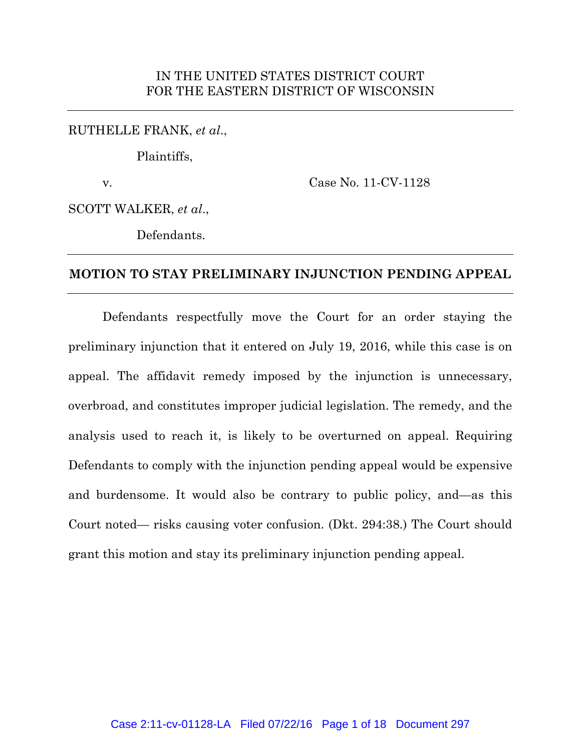IN THE UNITED STATES DISTRICT COURT
FOR THE EASTERN DISTRICT OF WISCONSIN

---

RUTHELLE FRANK, *et al*.,

Plaintiffs,

v. Case No. 11-CV-1128

SCOTT WALKER, *et al*.,

Defendants.

---

**MOTION TO STAY PRELIMINARY INJUNCTION PENDING APPEAL**

---

Defendants respectfully move the Court for an order staying the preliminary injunction that it entered on July 19, 2016, while this case is on appeal. The affidavit remedy imposed by the injunction is unnecessary, overbroad, and constitutes improper judicial legislation. The remedy, and the analysis used to reach it, is likely to be overturned on appeal. Requiring Defendants to comply with the injunction pending appeal would be expensive and burdensome. It would also be contrary to public policy, and—as this Court noted— risks causing voter confusion. (Dkt. 294:38.) The Court should grant this motion and stay its preliminary injunction pending appeal.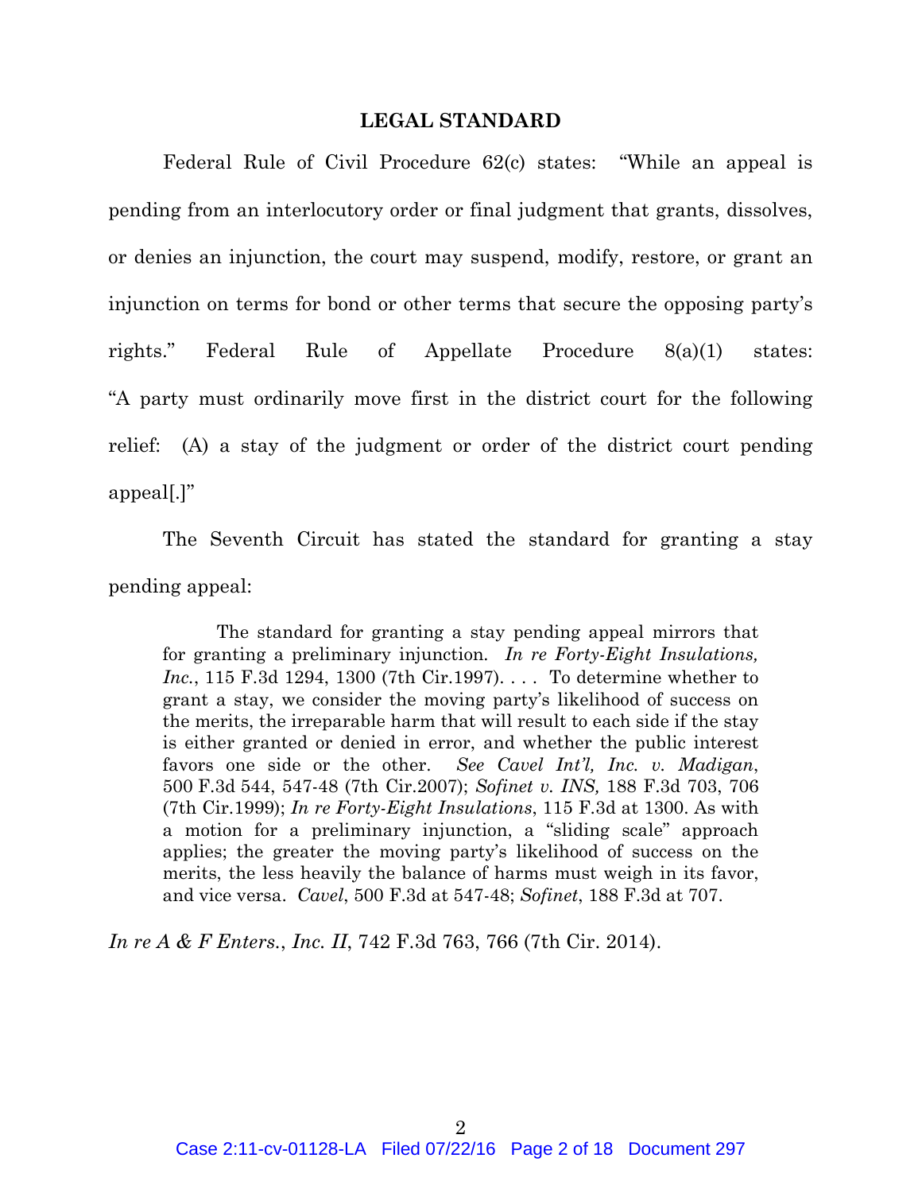## LEGAL STANDARD

Federal Rule of Civil Procedure 62(c) states: "While an appeal is pending from an interlocutory order or final judgment that grants, dissolves, or denies an injunction, the court may suspend, modify, restore, or grant an injunction on terms for bond or other terms that secure the opposing party's rights." Federal Rule of Appellate Procedure 8(a)(1) states: "A party must ordinarily move first in the district court for the following relief: (A) a stay of the judgment or order of the district court pending appeal[.]"

The Seventh Circuit has stated the standard for granting a stay pending appeal:

> The standard for granting a stay pending appeal mirrors that for granting a preliminary injunction. *In re Forty-Eight Insulations, Inc.*, 115 F.3d 1294, 1300 (7th Cir.1997). . . . To determine whether to grant a stay, we consider the moving party's likelihood of success on the merits, the irreparable harm that will result to each side if the stay is either granted or denied in error, and whether the public interest favors one side or the other. *See Cavel Int'l, Inc. v. Madigan*, 500 F.3d 544, 547-48 (7th Cir.2007); *Sofinet v. INS,* 188 F.3d 703, 706 (7th Cir.1999); *In re Forty-Eight Insulations*, 115 F.3d at 1300. As with a motion for a preliminary injunction, a "sliding scale" approach applies; the greater the moving party's likelihood of success on the merits, the less heavily the balance of harms must weigh in its favor, and vice versa. *Cavel*, 500 F.3d at 547-48; *Sofinet*, 188 F.3d at 707.

*In re A & F Enters., Inc. II*, 742 F.3d 763, 766 (7th Cir. 2014).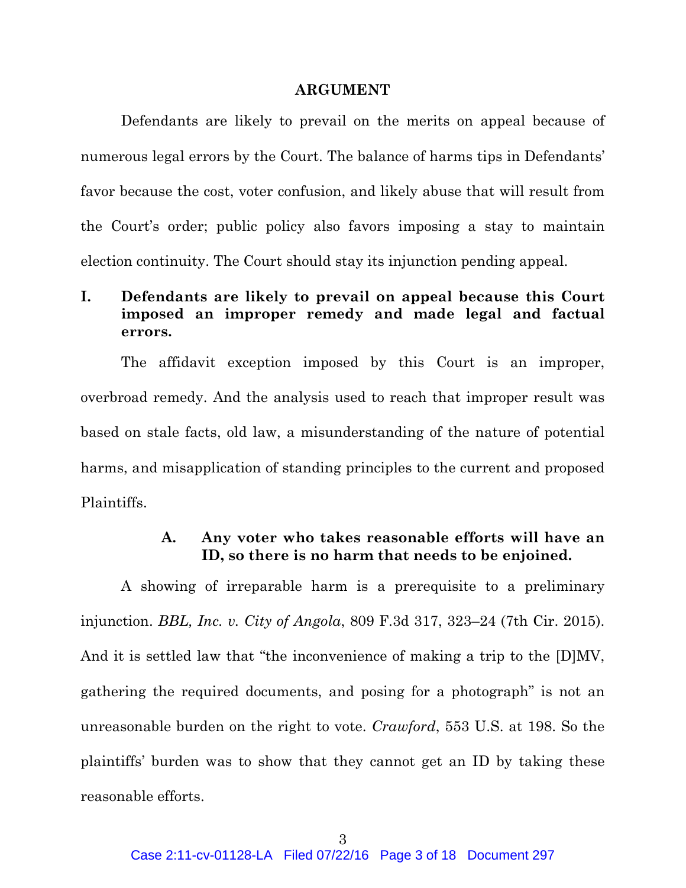## ARGUMENT

Defendants are likely to prevail on the merits on appeal because of numerous legal errors by the Court. The balance of harms tips in Defendants' favor because the cost, voter confusion, and likely abuse that will result from the Court's order; public policy also favors imposing a stay to maintain election continuity. The Court should stay its injunction pending appeal.

### I. Defendants are likely to prevail on appeal because this Court imposed an improper remedy and made legal and factual errors.

The affidavit exception imposed by this Court is an improper, overbroad remedy. And the analysis used to reach that improper result was based on stale facts, old law, a misunderstanding of the nature of potential harms, and misapplication of standing principles to the current and proposed Plaintiffs.

#### A. Any voter who takes reasonable efforts will have an ID, so there is no harm that needs to be enjoined.

A showing of irreparable harm is a prerequisite to a preliminary injunction. *BBL, Inc. v. City of Angola*, 809 F.3d 317, 323–24 (7th Cir. 2015). And it is settled law that "the inconvenience of making a trip to the [D]MV, gathering the required documents, and posing for a photograph" is not an unreasonable burden on the right to vote. *Crawford*, 553 U.S. at 198. So the plaintiffs' burden was to show that they cannot get an ID by taking these reasonable efforts.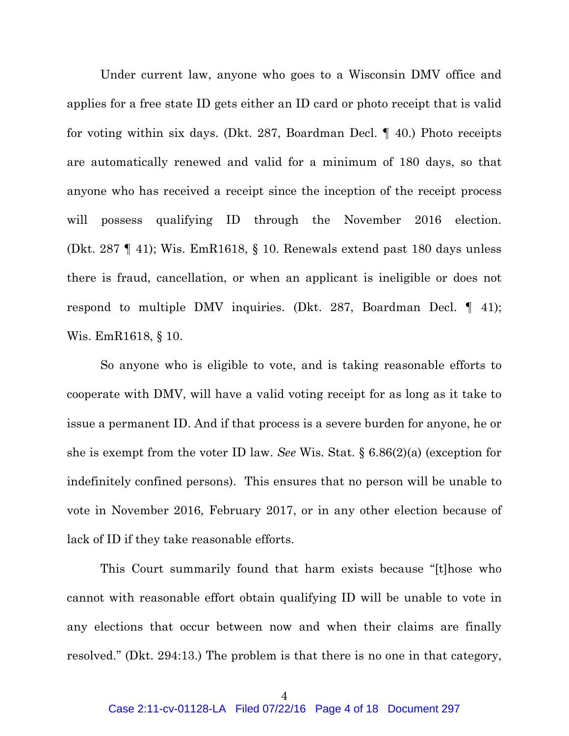Under current law, anyone who goes to a Wisconsin DMV office and applies for a free state ID gets either an ID card or photo receipt that is valid for voting within six days. (Dkt. 287, Boardman Decl. ¶ 40.) Photo receipts are automatically renewed and valid for a minimum of 180 days, so that anyone who has received a receipt since the inception of the receipt process will possess qualifying ID through the November 2016 election. (Dkt. 287 ¶ 41); Wis. EmR1618, § 10. Renewals extend past 180 days unless there is fraud, cancellation, or when an applicant is ineligible or does not respond to multiple DMV inquiries. (Dkt. 287, Boardman Decl. ¶ 41); Wis. EmR1618, § 10.

So anyone who is eligible to vote, and is taking reasonable efforts to cooperate with DMV, will have a valid voting receipt for as long as it take to issue a permanent ID. And if that process is a severe burden for anyone, he or she is exempt from the voter ID law. *See* Wis. Stat. § 6.86(2)(a) (exception for indefinitely confined persons). This ensures that no person will be unable to vote in November 2016, February 2017, or in any other election because of lack of ID if they take reasonable efforts.

This Court summarily found that harm exists because "[t]hose who cannot with reasonable effort obtain qualifying ID will be unable to vote in any elections that occur between now and when their claims are finally resolved." (Dkt. 294:13.) The problem is that there is no one in that category,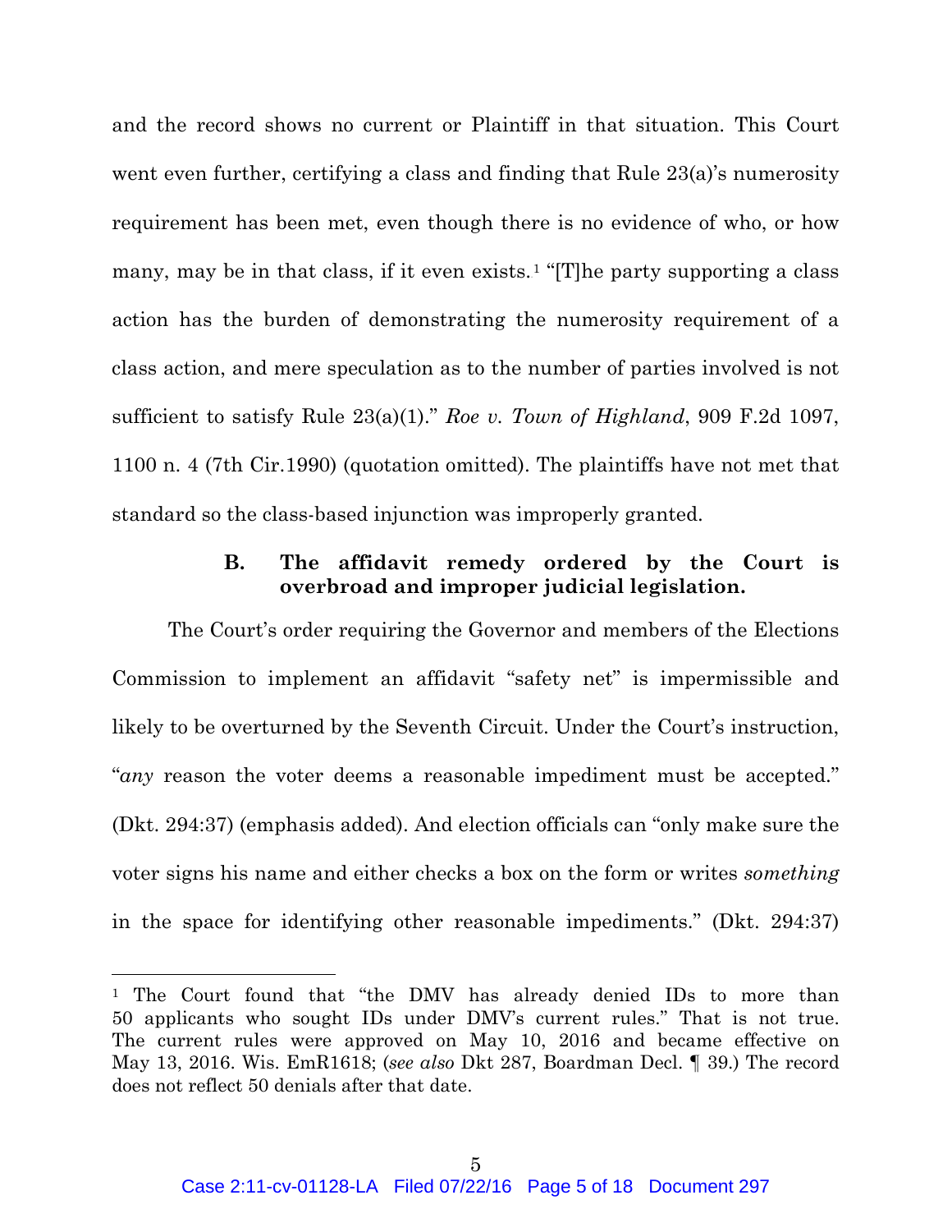and the record shows no current or Plaintiff in that situation. This Court went even further, certifying a class and finding that Rule 23(a)'s numerosity requirement has been met, even though there is no evidence of who, or how many, may be in that class, if it even exists.[1] "[T]he party supporting a class action has the burden of demonstrating the numerosity requirement of a class action, and mere speculation as to the number of parties involved is not sufficient to satisfy Rule 23(a)(1)." *Roe v. Town of Highland*, 909 F.2d 1097, 1100 n. 4 (7th Cir.1990) (quotation omitted). The plaintiffs have not met that standard so the class-based injunction was improperly granted.

### B. The affidavit remedy ordered by the Court is overbroad and improper judicial legislation.

The Court's order requiring the Governor and members of the Elections Commission to implement an affidavit "safety net" is impermissible and likely to be overturned by the Seventh Circuit. Under the Court's instruction, "*any* reason the voter deems a reasonable impediment must be accepted." (Dkt. 294:37) (emphasis added). And election officials can "only make sure the voter signs his name and either checks a box on the form or writes *something* in the space for identifying other reasonable impediments." (Dkt. 294:37)

---

[1] The Court found that "the DMV has already denied IDs to more than 50 applicants who sought IDs under DMV's current rules." That is not true. The current rules were approved on May 10, 2016 and became effective on May 13, 2016. Wis. EmR1618; (*see also* Dkt 287, Boardman Decl. ¶ 39.) The record does not reflect 50 denials after that date.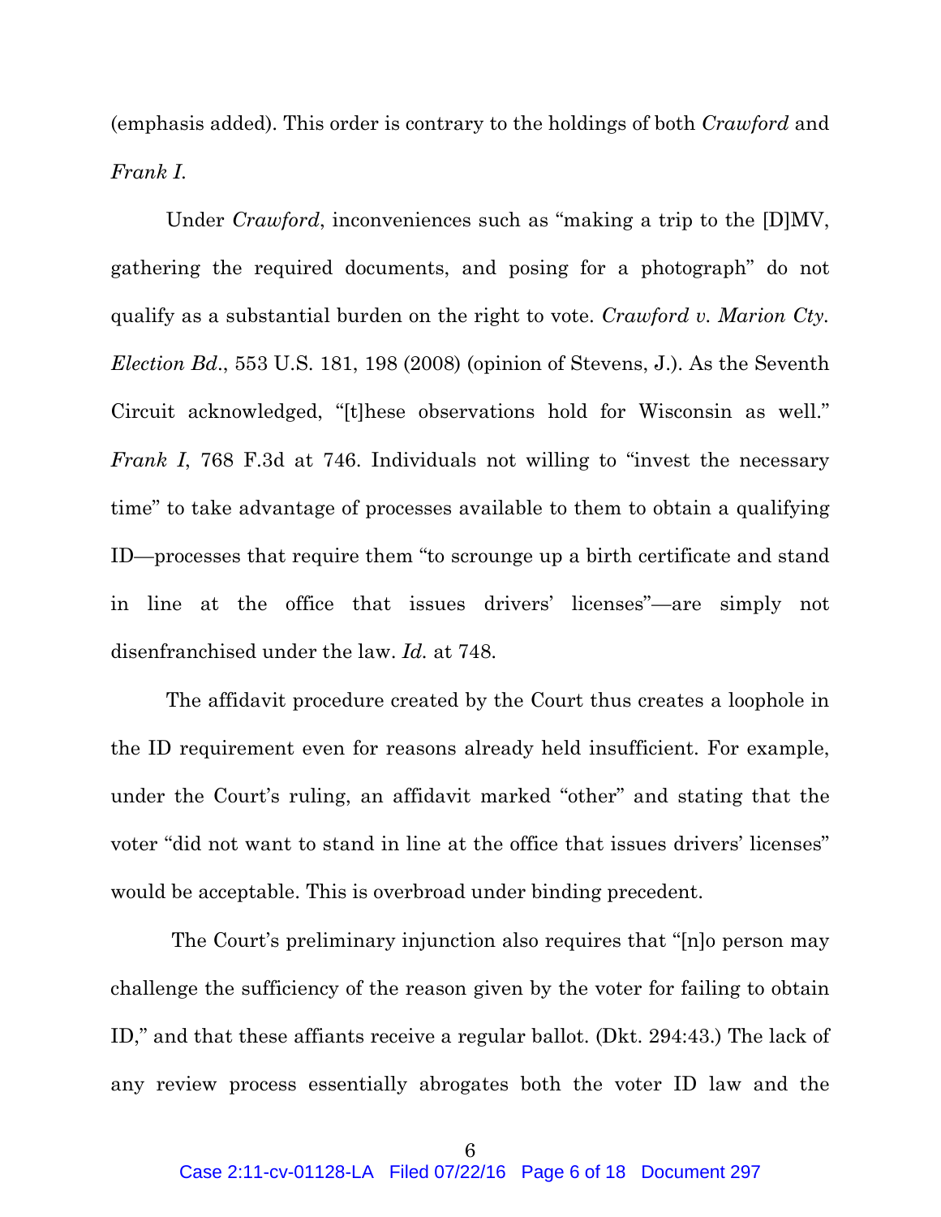(emphasis added). This order is contrary to the holdings of both *Crawford* and *Frank I*.

Under *Crawford*, inconveniences such as "making a trip to the [D]MV, gathering the required documents, and posing for a photograph" do not qualify as a substantial burden on the right to vote. *Crawford v. Marion Cty. Election Bd*., 553 U.S. 181, 198 (2008) (opinion of Stevens, J.). As the Seventh Circuit acknowledged, "[t]hese observations hold for Wisconsin as well." *Frank I*, 768 F.3d at 746. Individuals not willing to "invest the necessary time" to take advantage of processes available to them to obtain a qualifying ID—processes that require them "to scrounge up a birth certificate and stand in line at the office that issues drivers' licenses"—are simply not disenfranchised under the law. *Id.* at 748.

The affidavit procedure created by the Court thus creates a loophole in the ID requirement even for reasons already held insufficient. For example, under the Court's ruling, an affidavit marked "other" and stating that the voter "did not want to stand in line at the office that issues drivers' licenses" would be acceptable. This is overbroad under binding precedent.

The Court's preliminary injunction also requires that "[n]o person may challenge the sufficiency of the reason given by the voter for failing to obtain ID," and that these affiants receive a regular ballot. (Dkt. 294:43.) The lack of any review process essentially abrogates both the voter ID law and the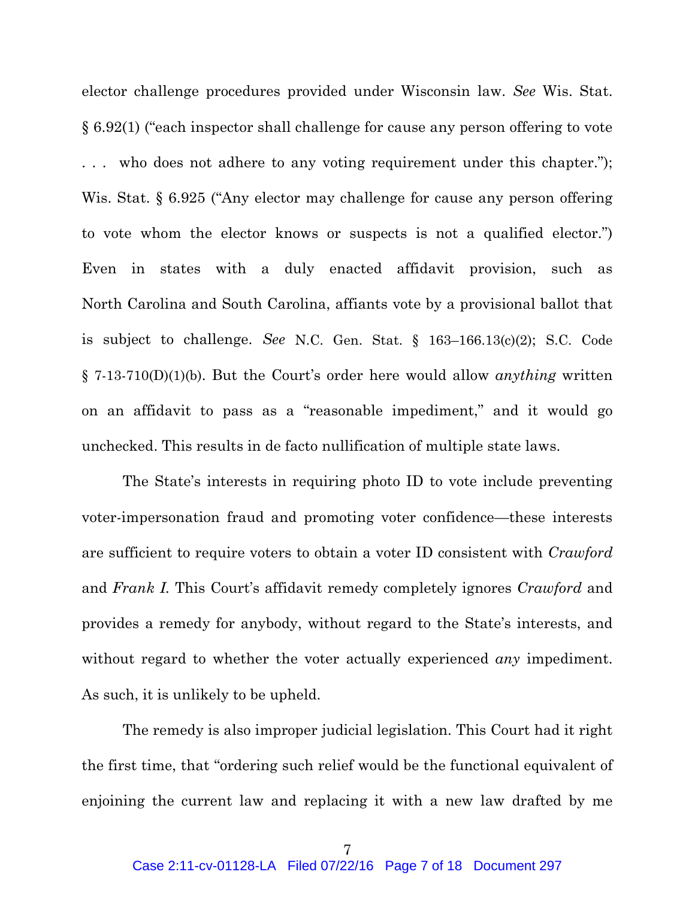elector challenge procedures provided under Wisconsin law. *See* Wis. Stat. § 6.92(1) ("each inspector shall challenge for cause any person offering to vote . . . who does not adhere to any voting requirement under this chapter."); Wis. Stat. § 6.925 ("Any elector may challenge for cause any person offering to vote whom the elector knows or suspects is not a qualified elector.") Even in states with a duly enacted affidavit provision, such as North Carolina and South Carolina, affiants vote by a provisional ballot that is subject to challenge. *See* N.C. Gen. Stat. § 163–166.13(c)(2); S.C. Code § 7-13-710(D)(1)(b). But the Court's order here would allow *anything* written on an affidavit to pass as a "reasonable impediment," and it would go unchecked. This results in de facto nullification of multiple state laws.

The State's interests in requiring photo ID to vote include preventing voter-impersonation fraud and promoting voter confidence—these interests are sufficient to require voters to obtain a voter ID consistent with *Crawford* and *Frank I*. This Court's affidavit remedy completely ignores *Crawford* and provides a remedy for anybody, without regard to the State's interests, and without regard to whether the voter actually experienced *any* impediment. As such, it is unlikely to be upheld.

The remedy is also improper judicial legislation. This Court had it right the first time, that "ordering such relief would be the functional equivalent of enjoining the current law and replacing it with a new law drafted by me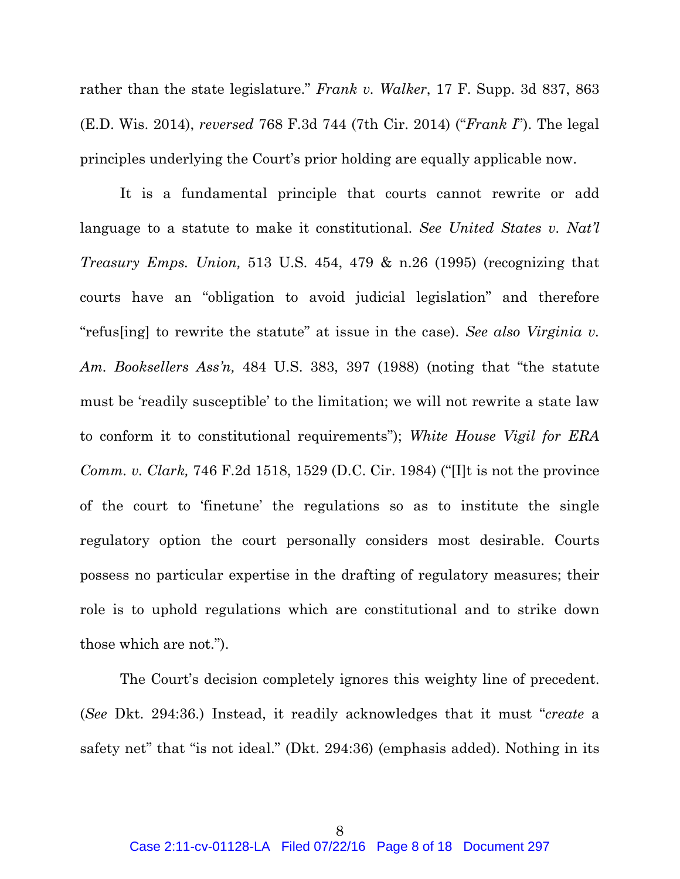rather than the state legislature." *Frank v. Walker*, 17 F. Supp. 3d 837, 863 (E.D. Wis. 2014), *reversed* 768 F.3d 744 (7th Cir. 2014) ("*Frank I*"). The legal principles underlying the Court's prior holding are equally applicable now.

It is a fundamental principle that courts cannot rewrite or add language to a statute to make it constitutional. *See United States v. Nat'l Treasury Emps. Union,* 513 U.S. 454, 479 & n.26 (1995) (recognizing that courts have an "obligation to avoid judicial legislation" and therefore "refus[ing] to rewrite the statute" at issue in the case). *See also Virginia v. Am. Booksellers Ass'n,* 484 U.S. 383, 397 (1988) (noting that "the statute must be 'readily susceptible' to the limitation; we will not rewrite a state law to conform it to constitutional requirements"); *White House Vigil for ERA Comm. v. Clark,* 746 F.2d 1518, 1529 (D.C. Cir. 1984) ("[I]t is not the province of the court to 'finetune' the regulations so as to institute the single regulatory option the court personally considers most desirable. Courts possess no particular expertise in the drafting of regulatory measures; their role is to uphold regulations which are constitutional and to strike down those which are not.").

The Court's decision completely ignores this weighty line of precedent. (*See* Dkt. 294:36.) Instead, it readily acknowledges that it must "*create* a safety net" that "is not ideal." (Dkt. 294:36) (emphasis added). Nothing in its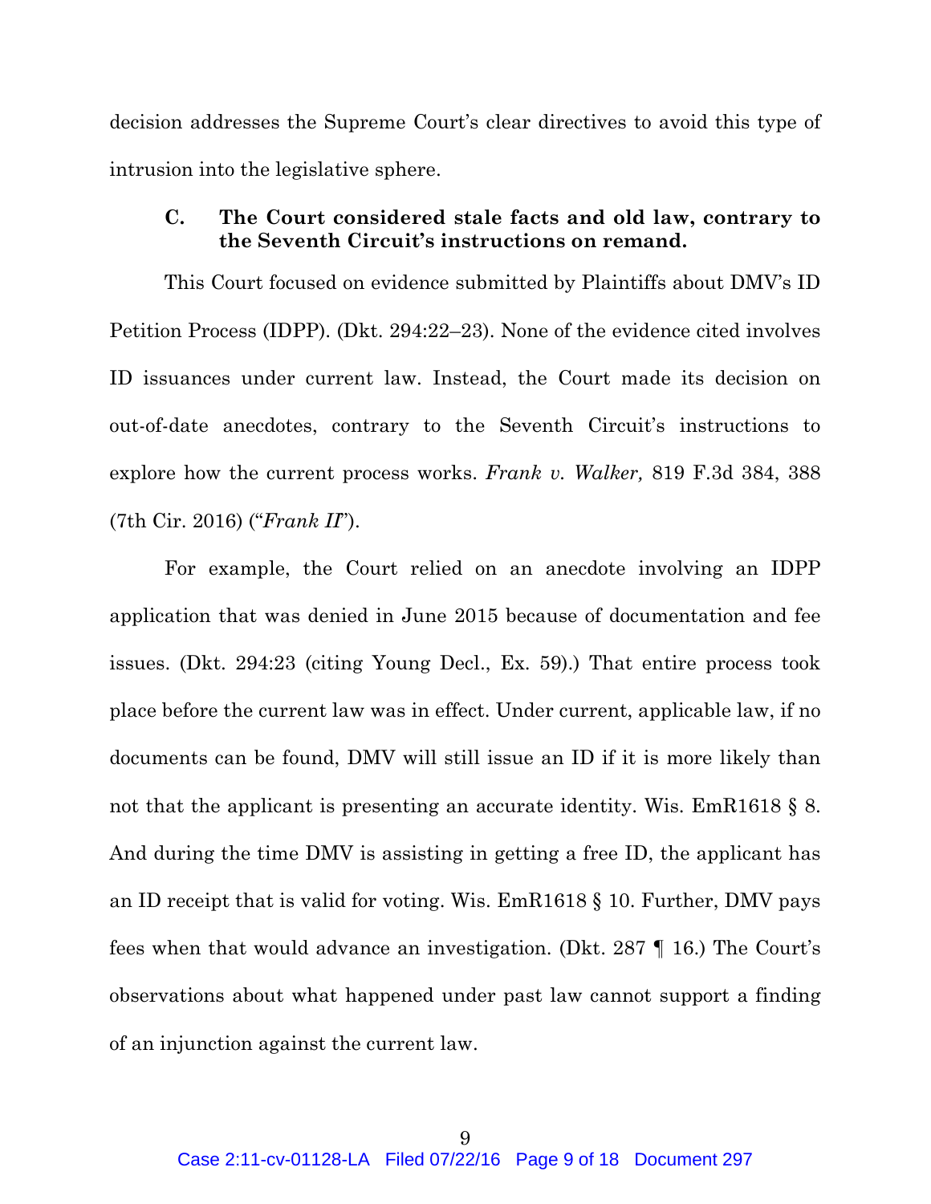decision addresses the Supreme Court's clear directives to avoid this type of intrusion into the legislative sphere.

### C. The Court considered stale facts and old law, contrary to the Seventh Circuit's instructions on remand.

This Court focused on evidence submitted by Plaintiffs about DMV's ID Petition Process (IDPP). (Dkt. 294:22–23). None of the evidence cited involves ID issuances under current law. Instead, the Court made its decision on out-of-date anecdotes, contrary to the Seventh Circuit's instructions to explore how the current process works. *Frank v. Walker,* 819 F.3d 384, 388 (7th Cir. 2016) ("*Frank II*").

For example, the Court relied on an anecdote involving an IDPP application that was denied in June 2015 because of documentation and fee issues. (Dkt. 294:23 (citing Young Decl., Ex. 59).) That entire process took place before the current law was in effect. Under current, applicable law, if no documents can be found, DMV will still issue an ID if it is more likely than not that the applicant is presenting an accurate identity. Wis. EmR1618 § 8. And during the time DMV is assisting in getting a free ID, the applicant has an ID receipt that is valid for voting. Wis. EmR1618 § 10. Further, DMV pays fees when that would advance an investigation. (Dkt. 287 ¶ 16.) The Court's observations about what happened under past law cannot support a finding of an injunction against the current law.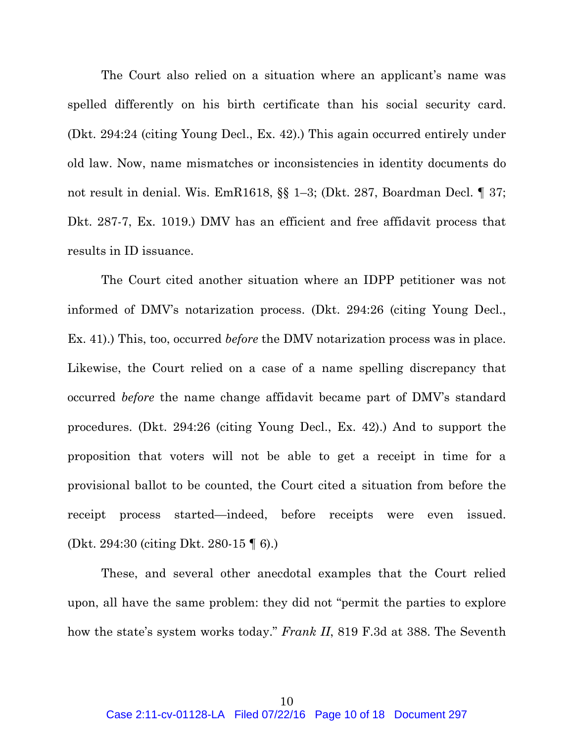The Court also relied on a situation where an applicant's name was spelled differently on his birth certificate than his social security card. (Dkt. 294:24 (citing Young Decl., Ex. 42).) This again occurred entirely under old law. Now, name mismatches or inconsistencies in identity documents do not result in denial. Wis. EmR1618, §§ 1–3; (Dkt. 287, Boardman Decl. ¶ 37; Dkt. 287-7, Ex. 1019.) DMV has an efficient and free affidavit process that results in ID issuance.

The Court cited another situation where an IDPP petitioner was not informed of DMV's notarization process. (Dkt. 294:26 (citing Young Decl., Ex. 41).) This, too, occurred *before* the DMV notarization process was in place. Likewise, the Court relied on a case of a name spelling discrepancy that occurred *before* the name change affidavit became part of DMV's standard procedures. (Dkt. 294:26 (citing Young Decl., Ex. 42).) And to support the proposition that voters will not be able to get a receipt in time for a provisional ballot to be counted, the Court cited a situation from before the receipt process started—indeed, before receipts were even issued. (Dkt. 294:30 (citing Dkt. 280-15 ¶ 6).)

These, and several other anecdotal examples that the Court relied upon, all have the same problem: they did not "permit the parties to explore how the state's system works today." *Frank II*, 819 F.3d at 388. The Seventh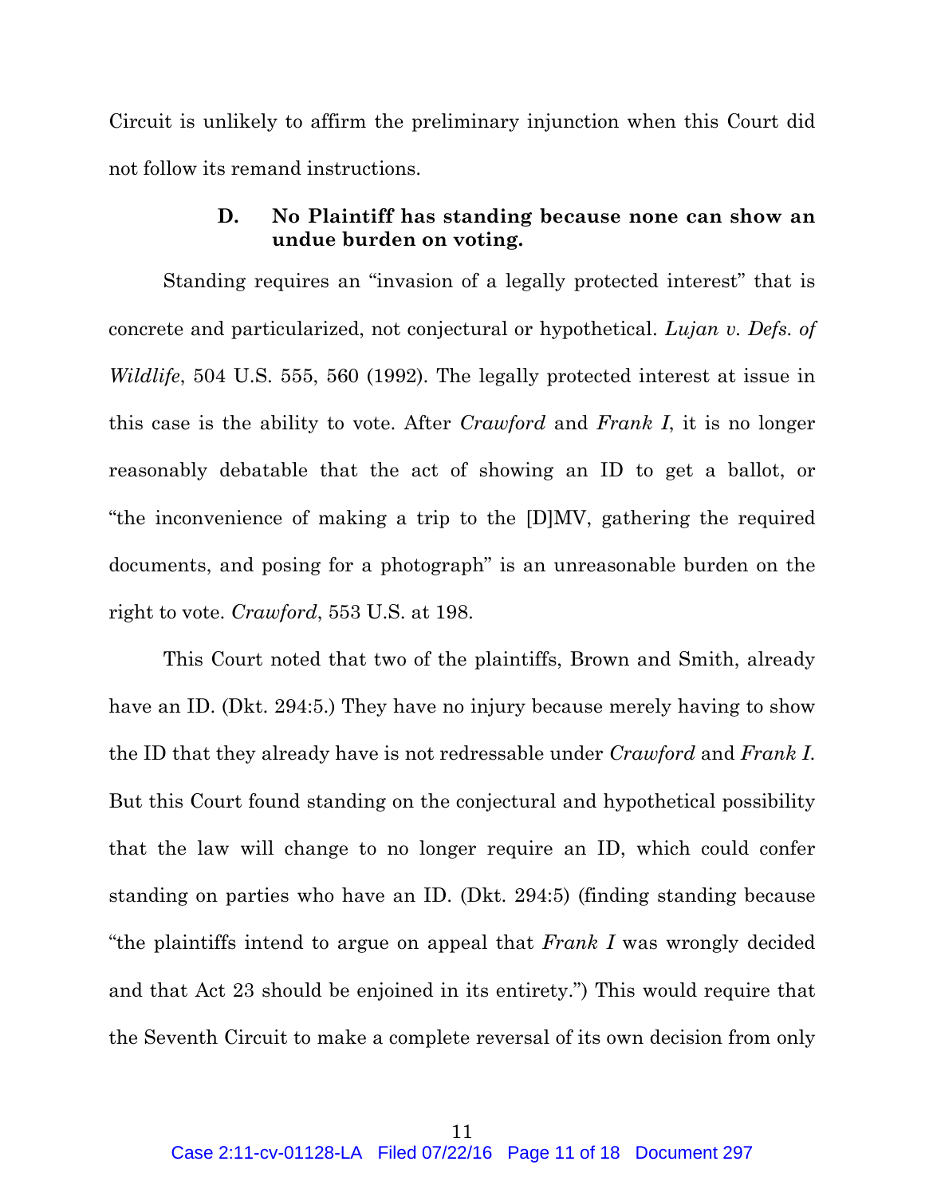Circuit is unlikely to affirm the preliminary injunction when this Court did not follow its remand instructions.

### D. No Plaintiff has standing because none can show an undue burden on voting.

Standing requires an "invasion of a legally protected interest" that is concrete and particularized, not conjectural or hypothetical. *Lujan v. Defs. of Wildlife*, 504 U.S. 555, 560 (1992). The legally protected interest at issue in this case is the ability to vote. After *Crawford* and *Frank I*, it is no longer reasonably debatable that the act of showing an ID to get a ballot, or "the inconvenience of making a trip to the [D]MV, gathering the required documents, and posing for a photograph" is an unreasonable burden on the right to vote. *Crawford*, 553 U.S. at 198.

This Court noted that two of the plaintiffs, Brown and Smith, already have an ID. (Dkt. 294:5.) They have no injury because merely having to show the ID that they already have is not redressable under *Crawford* and *Frank I*. But this Court found standing on the conjectural and hypothetical possibility that the law will change to no longer require an ID, which could confer standing on parties who have an ID. (Dkt. 294:5) (finding standing because "the plaintiffs intend to argue on appeal that *Frank I* was wrongly decided and that Act 23 should be enjoined in its entirety.") This would require that the Seventh Circuit to make a complete reversal of its own decision from only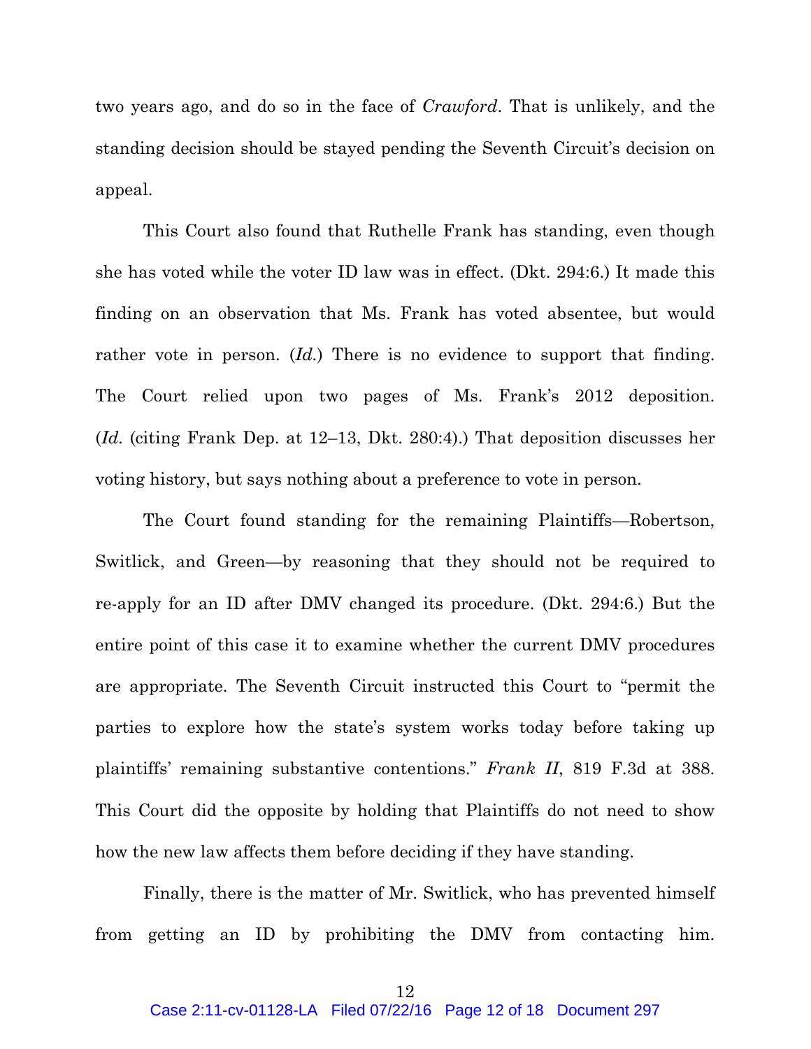two years ago, and do so in the face of *Crawford*. That is unlikely, and the standing decision should be stayed pending the Seventh Circuit's decision on appeal.

This Court also found that Ruthelle Frank has standing, even though she has voted while the voter ID law was in effect. (Dkt. 294:6.) It made this finding on an observation that Ms. Frank has voted absentee, but would rather vote in person. (*Id.*) There is no evidence to support that finding. The Court relied upon two pages of Ms. Frank's 2012 deposition. (*Id.* (citing Frank Dep. at 12–13, Dkt. 280:4).) That deposition discusses her voting history, but says nothing about a preference to vote in person.

The Court found standing for the remaining Plaintiffs—Robertson, Switlick, and Green—by reasoning that they should not be required to re-apply for an ID after DMV changed its procedure. (Dkt. 294:6.) But the entire point of this case it to examine whether the current DMV procedures are appropriate. The Seventh Circuit instructed this Court to "permit the parties to explore how the state's system works today before taking up plaintiffs' remaining substantive contentions." *Frank II*, 819 F.3d at 388. This Court did the opposite by holding that Plaintiffs do not need to show how the new law affects them before deciding if they have standing.

Finally, there is the matter of Mr. Switlick, who has prevented himself from getting an ID by prohibiting the DMV from contacting him.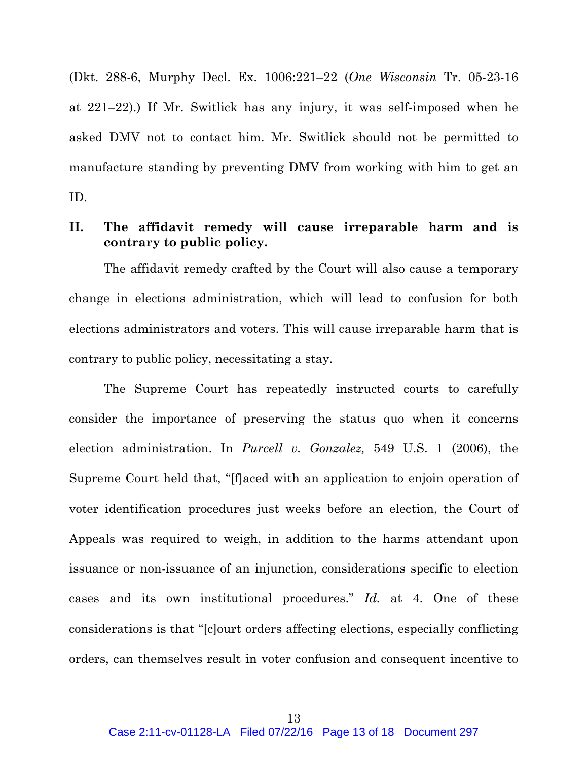(Dkt. 288-6, Murphy Decl. Ex. 1006:221–22 (*One Wisconsin* Tr. 05-23-16 at 221–22).) If Mr. Switlick has any injury, it was self-imposed when he asked DMV not to contact him. Mr. Switlick should not be permitted to manufacture standing by preventing DMV from working with him to get an ID.

## II. The affidavit remedy will cause irreparable harm and is contrary to public policy.

The affidavit remedy crafted by the Court will also cause a temporary change in elections administration, which will lead to confusion for both elections administrators and voters. This will cause irreparable harm that is contrary to public policy, necessitating a stay.

The Supreme Court has repeatedly instructed courts to carefully consider the importance of preserving the status quo when it concerns election administration. In *Purcell v. Gonzalez,* 549 U.S. 1 (2006), the Supreme Court held that, "[f]aced with an application to enjoin operation of voter identification procedures just weeks before an election, the Court of Appeals was required to weigh, in addition to the harms attendant upon issuance or non-issuance of an injunction, considerations specific to election cases and its own institutional procedures." *Id.* at 4. One of these considerations is that "[c]ourt orders affecting elections, especially conflicting orders, can themselves result in voter confusion and consequent incentive to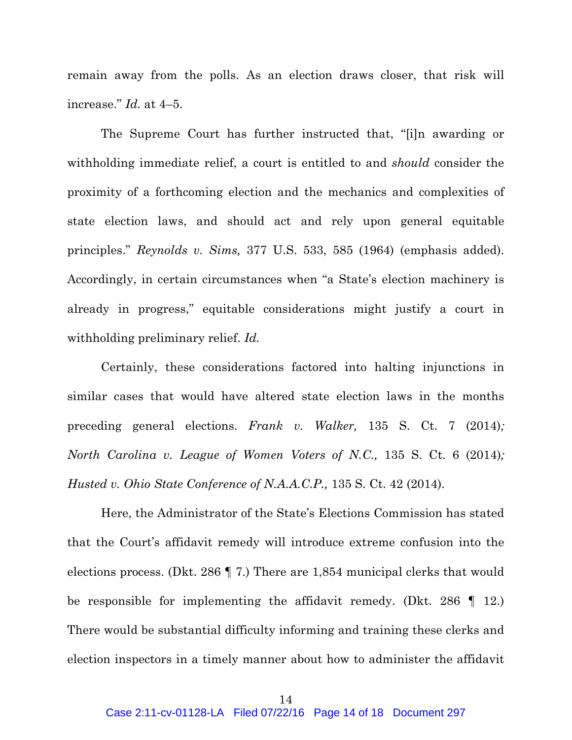remain away from the polls. As an election draws closer, that risk will increase." *Id.* at 4–5.

The Supreme Court has further instructed that, "[i]n awarding or withholding immediate relief, a court is entitled to and *should* consider the proximity of a forthcoming election and the mechanics and complexities of state election laws, and should act and rely upon general equitable principles." *Reynolds v. Sims,* 377 U.S. 533, 585 (1964) (emphasis added). Accordingly, in certain circumstances when "a State's election machinery is already in progress," equitable considerations might justify a court in withholding preliminary relief. *Id.*

Certainly, these considerations factored into halting injunctions in similar cases that would have altered state election laws in the months preceding general elections. *Frank v. Walker,* 135 S. Ct. 7 (2014)*; North Carolina v. League of Women Voters of N.C.,* 135 S. Ct. 6 (2014)*; Husted v. Ohio State Conference of N.A.A.C.P.,* 135 S. Ct. 42 (2014).

Here, the Administrator of the State's Elections Commission has stated that the Court's affidavit remedy will introduce extreme confusion into the elections process. (Dkt. 286 ¶ 7.) There are 1,854 municipal clerks that would be responsible for implementing the affidavit remedy. (Dkt. 286 ¶ 12.) There would be substantial difficulty informing and training these clerks and election inspectors in a timely manner about how to administer the affidavit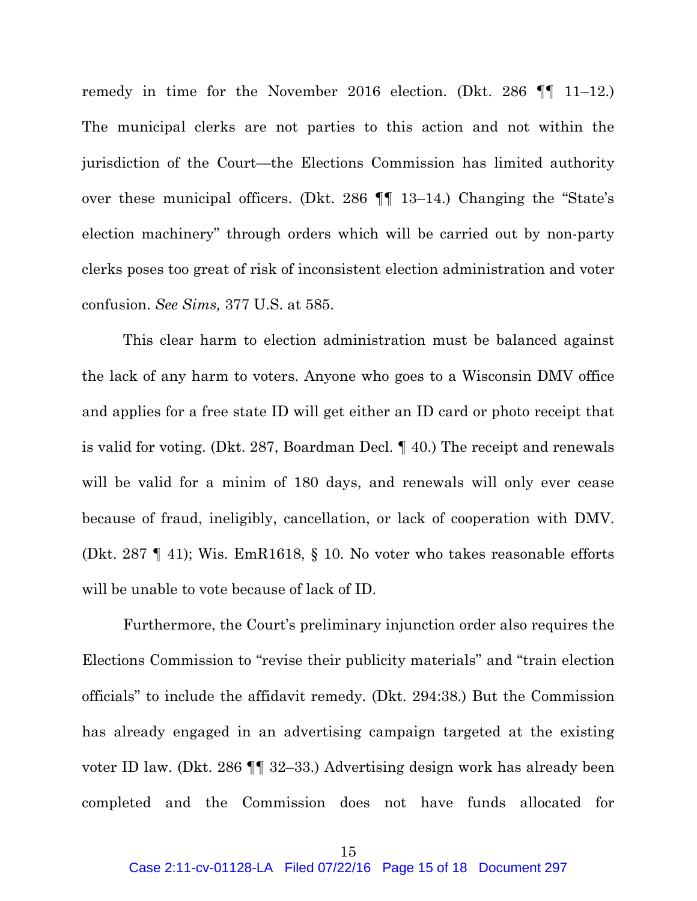remedy in time for the November 2016 election. (Dkt. 286 ¶¶ 11–12.) The municipal clerks are not parties to this action and not within the jurisdiction of the Court—the Elections Commission has limited authority over these municipal officers. (Dkt. 286 ¶¶ 13–14.) Changing the "State's election machinery" through orders which will be carried out by non-party clerks poses too great of risk of inconsistent election administration and voter confusion. *See Sims,* 377 U.S. at 585.

This clear harm to election administration must be balanced against the lack of any harm to voters. Anyone who goes to a Wisconsin DMV office and applies for a free state ID will get either an ID card or photo receipt that is valid for voting. (Dkt. 287, Boardman Decl. ¶ 40.) The receipt and renewals will be valid for a minim of 180 days, and renewals will only ever cease because of fraud, ineligibly, cancellation, or lack of cooperation with DMV. (Dkt. 287 ¶ 41); Wis. EmR1618, § 10. No voter who takes reasonable efforts will be unable to vote because of lack of ID.

Furthermore, the Court's preliminary injunction order also requires the Elections Commission to "revise their publicity materials" and "train election officials" to include the affidavit remedy. (Dkt. 294:38.) But the Commission has already engaged in an advertising campaign targeted at the existing voter ID law. (Dkt. 286 ¶¶ 32–33.) Advertising design work has already been completed and the Commission does not have funds allocated for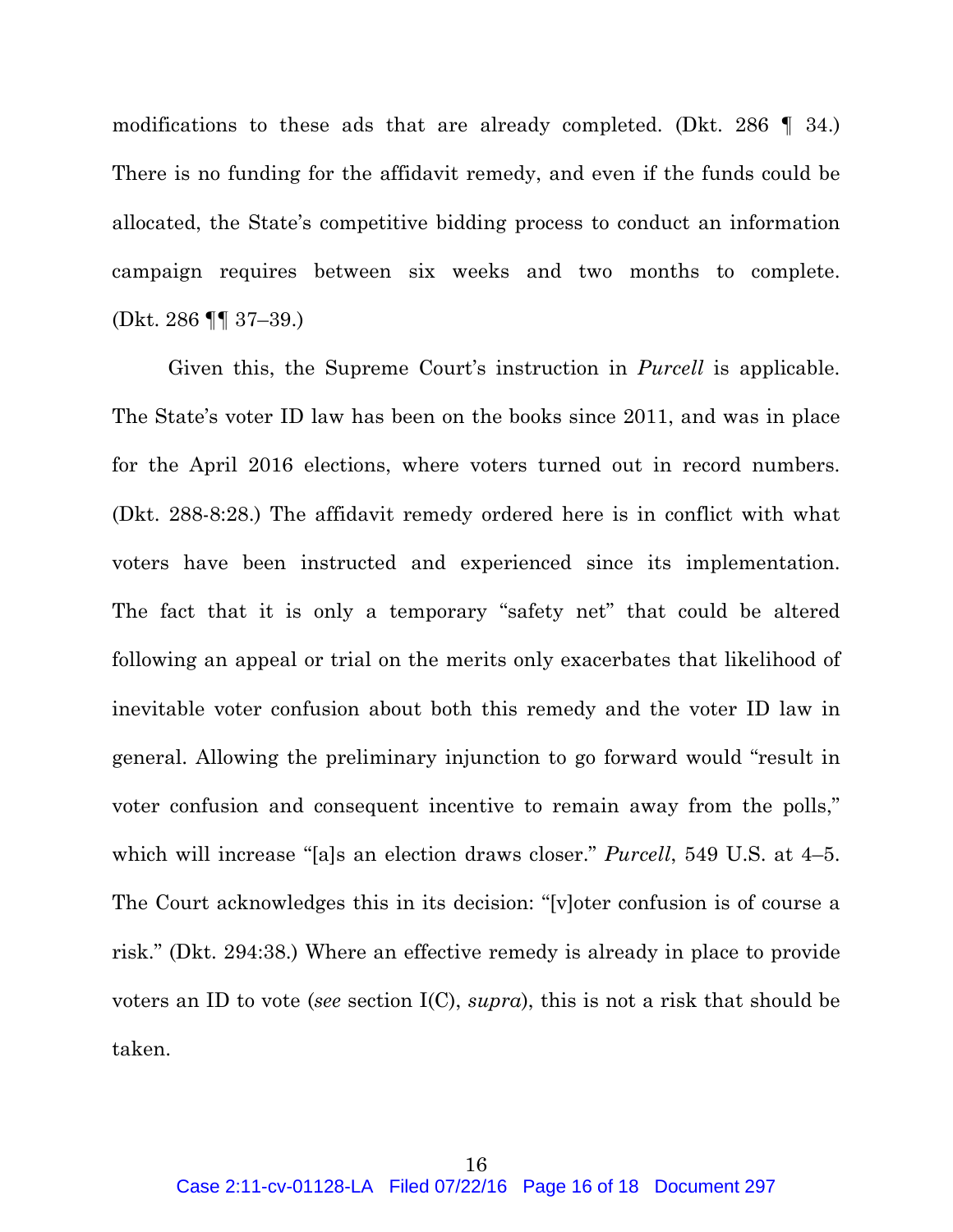modifications to these ads that are already completed. (Dkt. 286 ¶ 34.) There is no funding for the affidavit remedy, and even if the funds could be allocated, the State's competitive bidding process to conduct an information campaign requires between six weeks and two months to complete. (Dkt. 286 ¶¶ 37–39.)

Given this, the Supreme Court's instruction in *Purcell* is applicable. The State's voter ID law has been on the books since 2011, and was in place for the April 2016 elections, where voters turned out in record numbers. (Dkt. 288-8:28.) The affidavit remedy ordered here is in conflict with what voters have been instructed and experienced since its implementation. The fact that it is only a temporary "safety net" that could be altered following an appeal or trial on the merits only exacerbates that likelihood of inevitable voter confusion about both this remedy and the voter ID law in general. Allowing the preliminary injunction to go forward would "result in voter confusion and consequent incentive to remain away from the polls," which will increase "[a]s an election draws closer." *Purcell*, 549 U.S. at 4–5. The Court acknowledges this in its decision: "[v]oter confusion is of course a risk." (Dkt. 294:38.) Where an effective remedy is already in place to provide voters an ID to vote (*see* section I(C), *supra*), this is not a risk that should be taken.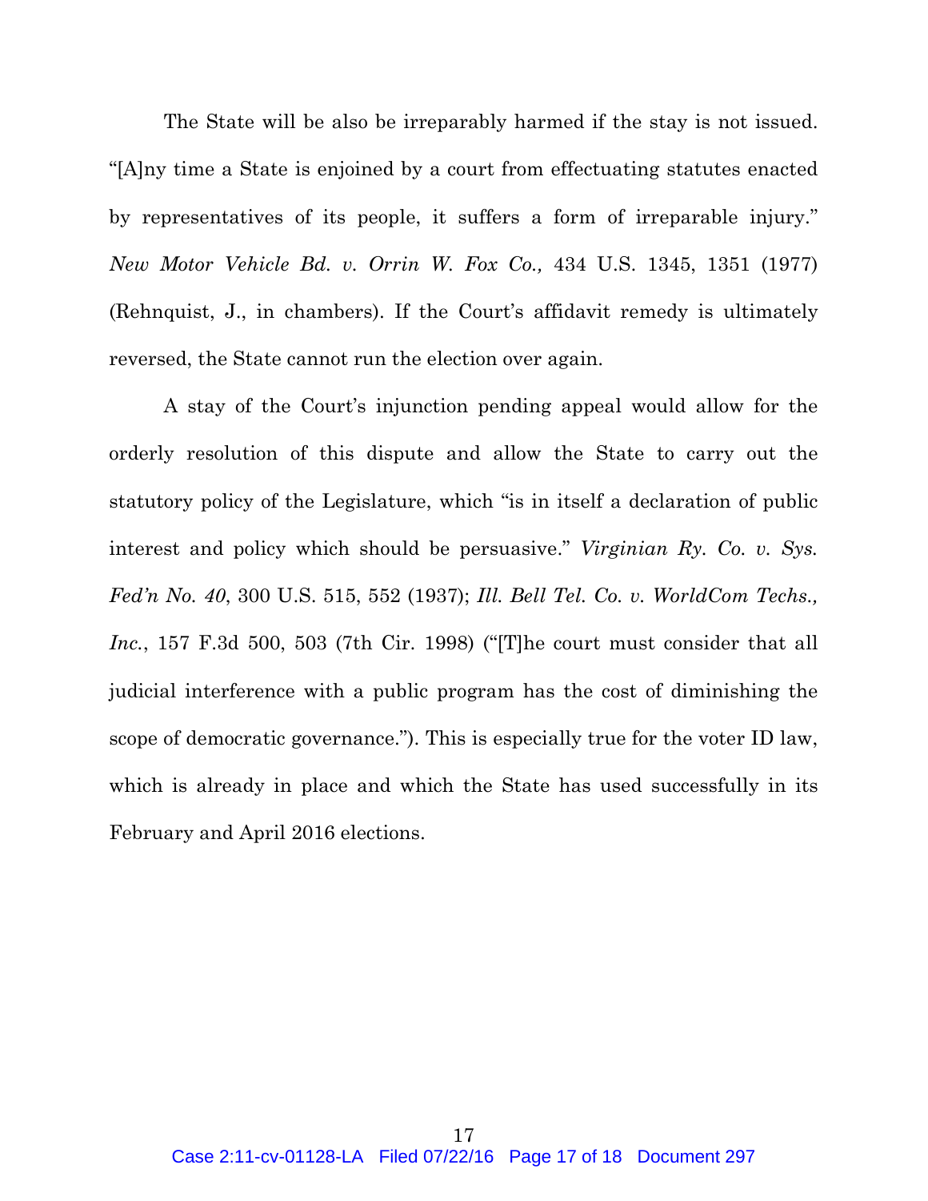The State will be also be irreparably harmed if the stay is not issued. "[A]ny time a State is enjoined by a court from effectuating statutes enacted by representatives of its people, it suffers a form of irreparable injury." *New Motor Vehicle Bd. v. Orrin W. Fox Co.,* 434 U.S. 1345, 1351 (1977) (Rehnquist, J., in chambers). If the Court's affidavit remedy is ultimately reversed, the State cannot run the election over again.

A stay of the Court's injunction pending appeal would allow for the orderly resolution of this dispute and allow the State to carry out the statutory policy of the Legislature, which "is in itself a declaration of public interest and policy which should be persuasive." *Virginian Ry. Co. v. Sys. Fed'n No. 40*, 300 U.S. 515, 552 (1937); *Ill. Bell Tel. Co. v. WorldCom Techs., Inc.*, 157 F.3d 500, 503 (7th Cir. 1998) ("[T]he court must consider that all judicial interference with a public program has the cost of diminishing the scope of democratic governance."). This is especially true for the voter ID law, which is already in place and which the State has used successfully in its February and April 2016 elections.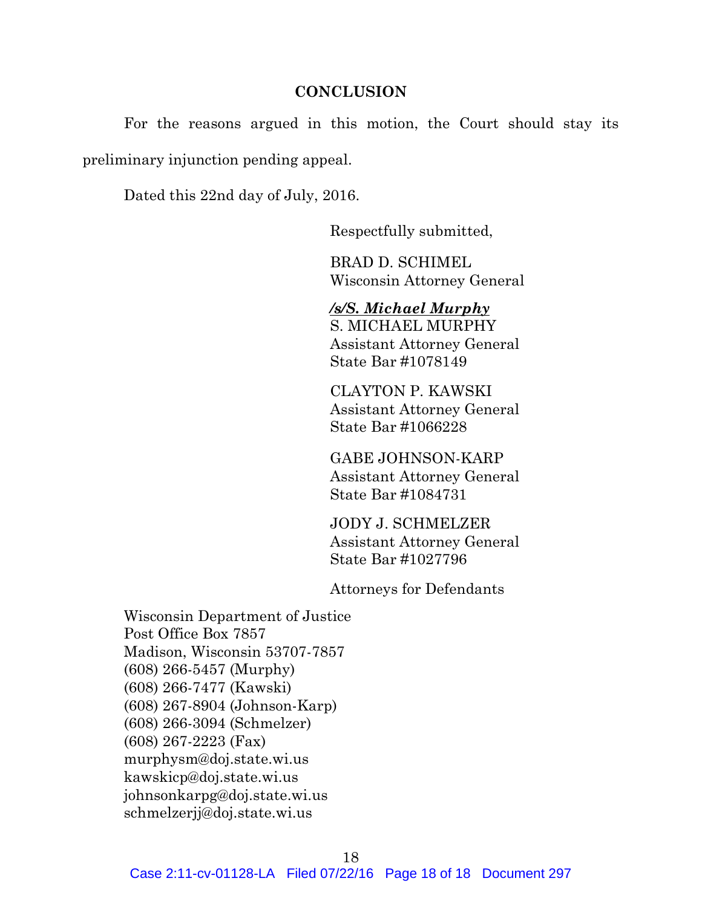## CONCLUSION

For the reasons argued in this motion, the Court should stay its preliminary injunction pending appeal.

Dated this 22nd day of July, 2016.

Respectfully submitted,

BRAD D. SCHIMEL
Wisconsin Attorney General

***/s/S. Michael Murphy***
S. MICHAEL MURPHY
Assistant Attorney General
State Bar #1078149

CLAYTON P. KAWSKI
Assistant Attorney General
State Bar #1066228

GABE JOHNSON-KARP
Assistant Attorney General
State Bar #1084731

JODY J. SCHMELZER
Assistant Attorney General
State Bar #1027796

Attorneys for Defendants

Wisconsin Department of Justice
Post Office Box 7857
Madison, Wisconsin 53707-7857
(608) 266-5457 (Murphy)
(608) 266-7477 (Kawski)
(608) 267-8904 (Johnson-Karp)
(608) 266-3094 (Schmelzer)
(608) 267-2223 (Fax)
murphysm@doj.state.wi.us
kawskicp@doj.state.wi.us
johnsonkarpg@doj.state.wi.us
schmelzerjj@doj.state.wi.us